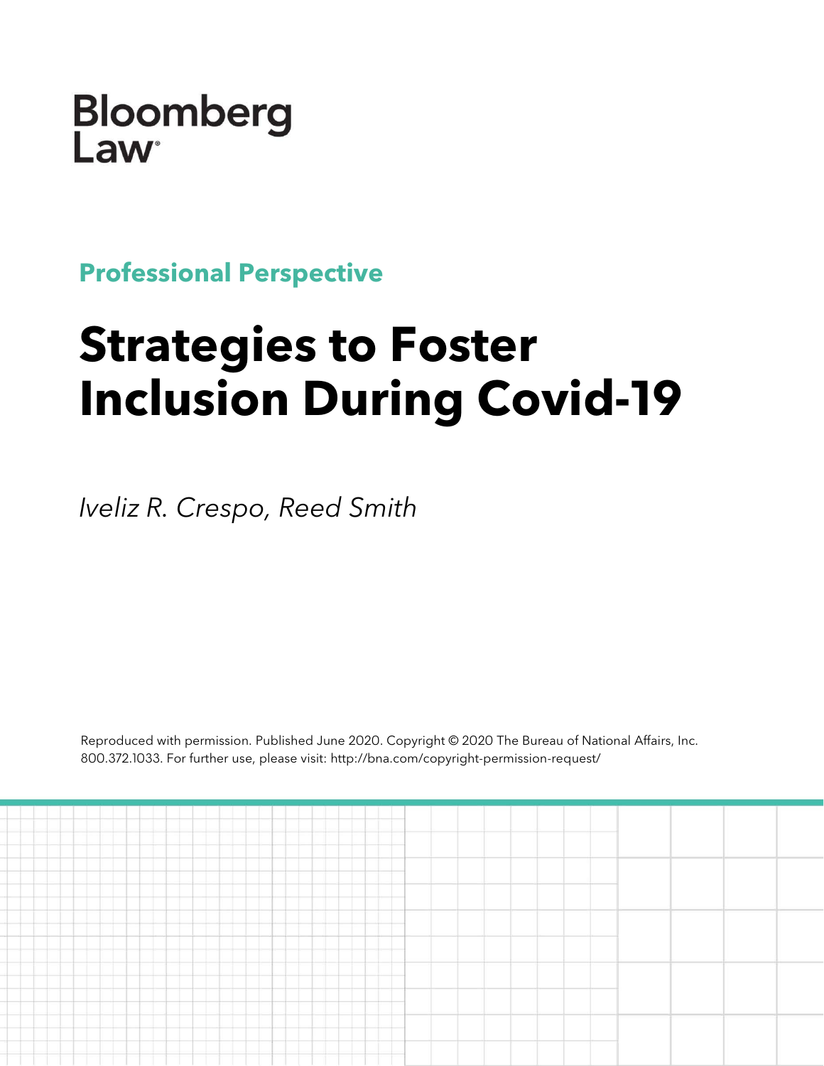Bloomberg Law

**Professional Perspective**

# Strategies to Foster Inclusion During Covid-19

*Iveliz R. Crespo, Reed Smith*

Reproduced with permission. Published June 2020. Copyright © 2020 The Bureau of National Affairs, Inc. 800.372.1033. For further use, please visit: http://bna.com/copyright-permission-request/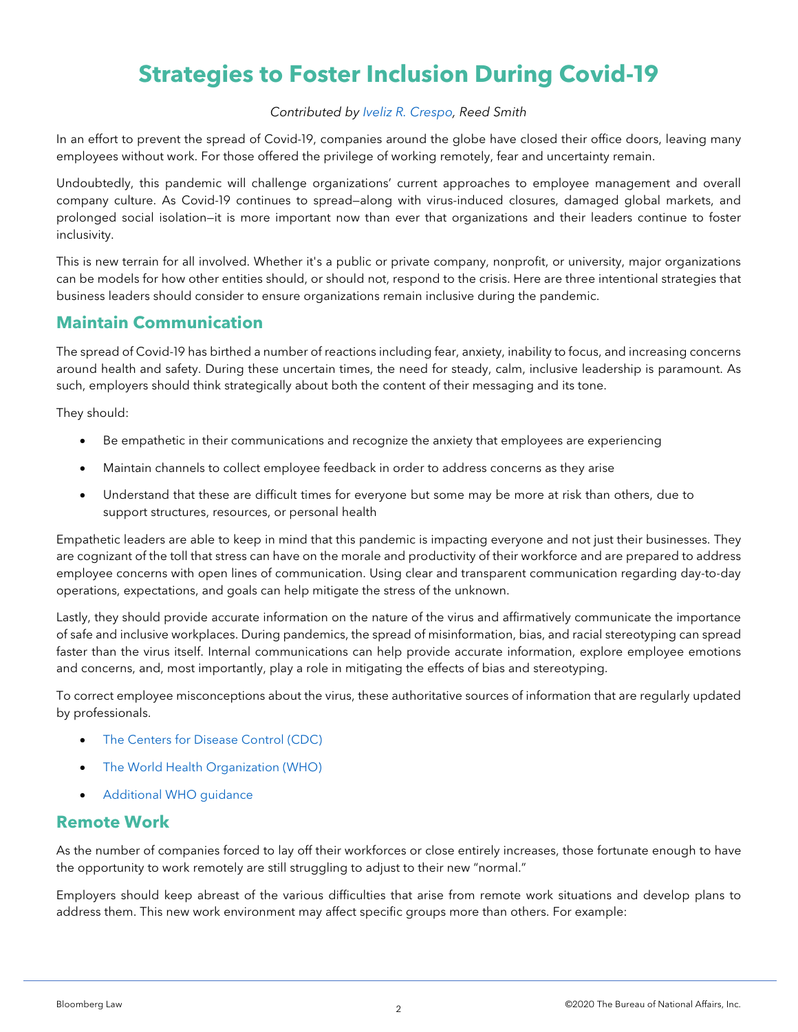# Strategies to Foster Inclusion During Covid-19

*Contributed by Iveliz R. Crespo, Reed Smith*

In an effort to prevent the spread of Covid-19, companies around the globe have closed their office doors, leaving many employees without work. For those offered the privilege of working remotely, fear and uncertainty remain.

Undoubtedly, this pandemic will challenge organizations' current approaches to employee management and overall company culture. As Covid-19 continues to spread—along with virus-induced closures, damaged global markets, and prolonged social isolation—it is more important now than ever that organizations and their leaders continue to foster inclusivity.

This is new terrain for all involved. Whether it's a public or private company, nonprofit, or university, major organizations can be models for how other entities should, or should not, respond to the crisis. Here are three intentional strategies that business leaders should consider to ensure organizations remain inclusive during the pandemic.

## Maintain Communication

The spread of Covid-19 has birthed a number of reactions including fear, anxiety, inability to focus, and increasing concerns around health and safety. During these uncertain times, the need for steady, calm, inclusive leadership is paramount. As such, employers should think strategically about both the content of their messaging and its tone.

They should:

- Be empathetic in their communications and recognize the anxiety that employees are experiencing
- Maintain channels to collect employee feedback in order to address concerns as they arise
- Understand that these are difficult times for everyone but some may be more at risk than others, due to support structures, resources, or personal health

Empathetic leaders are able to keep in mind that this pandemic is impacting everyone and not just their businesses. They are cognizant of the toll that stress can have on the morale and productivity of their workforce and are prepared to address employee concerns with open lines of communication. Using clear and transparent communication regarding day-to-day operations, expectations, and goals can help mitigate the stress of the unknown.

Lastly, they should provide accurate information on the nature of the virus and affirmatively communicate the importance of safe and inclusive workplaces. During pandemics, the spread of misinformation, bias, and racial stereotyping can spread faster than the virus itself. Internal communications can help provide accurate information, explore employee emotions and concerns, and, most importantly, play a role in mitigating the effects of bias and stereotyping.

To correct employee misconceptions about the virus, these authoritative sources of information that are regularly updated by professionals.

- The Centers for Disease Control (CDC)
- The World Health Organization (WHO)
- Additional WHO guidance

## Remote Work

As the number of companies forced to lay off their workforces or close entirely increases, those fortunate enough to have the opportunity to work remotely are still struggling to adjust to their new "normal."

Employers should keep abreast of the various difficulties that arise from remote work situations and develop plans to address them. This new work environment may affect specific groups more than others. For example: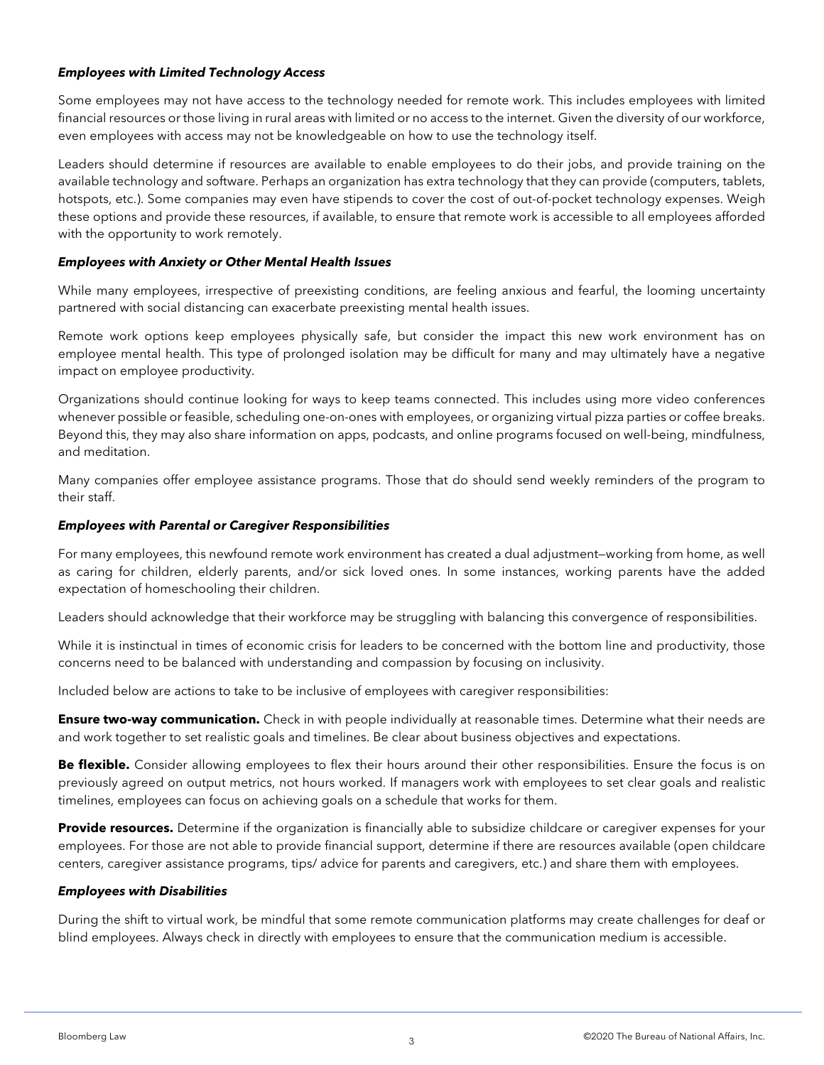***Employees with Limited Technology Access***

Some employees may not have access to the technology needed for remote work. This includes employees with limited financial resources or those living in rural areas with limited or no access to the internet. Given the diversity of our workforce, even employees with access may not be knowledgeable on how to use the technology itself.

Leaders should determine if resources are available to enable employees to do their jobs, and provide training on the available technology and software. Perhaps an organization has extra technology that they can provide (computers, tablets, hotspots, etc.). Some companies may even have stipends to cover the cost of out-of-pocket technology expenses. Weigh these options and provide these resources, if available, to ensure that remote work is accessible to all employees afforded with the opportunity to work remotely.

***Employees with Anxiety or Other Mental Health Issues***

While many employees, irrespective of preexisting conditions, are feeling anxious and fearful, the looming uncertainty partnered with social distancing can exacerbate preexisting mental health issues.

Remote work options keep employees physically safe, but consider the impact this new work environment has on employee mental health. This type of prolonged isolation may be difficult for many and may ultimately have a negative impact on employee productivity.

Organizations should continue looking for ways to keep teams connected. This includes using more video conferences whenever possible or feasible, scheduling one-on-ones with employees, or organizing virtual pizza parties or coffee breaks. Beyond this, they may also share information on apps, podcasts, and online programs focused on well-being, mindfulness, and meditation.

Many companies offer employee assistance programs. Those that do should send weekly reminders of the program to their staff.

***Employees with Parental or Caregiver Responsibilities***

For many employees, this newfound remote work environment has created a dual adjustment—working from home, as well as caring for children, elderly parents, and/or sick loved ones. In some instances, working parents have the added expectation of homeschooling their children.

Leaders should acknowledge that their workforce may be struggling with balancing this convergence of responsibilities.

While it is instinctual in times of economic crisis for leaders to be concerned with the bottom line and productivity, those concerns need to be balanced with understanding and compassion by focusing on inclusivity.

Included below are actions to take to be inclusive of employees with caregiver responsibilities:

**Ensure two-way communication.** Check in with people individually at reasonable times. Determine what their needs are and work together to set realistic goals and timelines. Be clear about business objectives and expectations.

**Be flexible.** Consider allowing employees to flex their hours around their other responsibilities. Ensure the focus is on previously agreed on output metrics, not hours worked. If managers work with employees to set clear goals and realistic timelines, employees can focus on achieving goals on a schedule that works for them.

**Provide resources.** Determine if the organization is financially able to subsidize childcare or caregiver expenses for your employees. For those are not able to provide financial support, determine if there are resources available (open childcare centers, caregiver assistance programs, tips/ advice for parents and caregivers, etc.) and share them with employees.

***Employees with Disabilities***

During the shift to virtual work, be mindful that some remote communication platforms may create challenges for deaf or blind employees. Always check in directly with employees to ensure that the communication medium is accessible.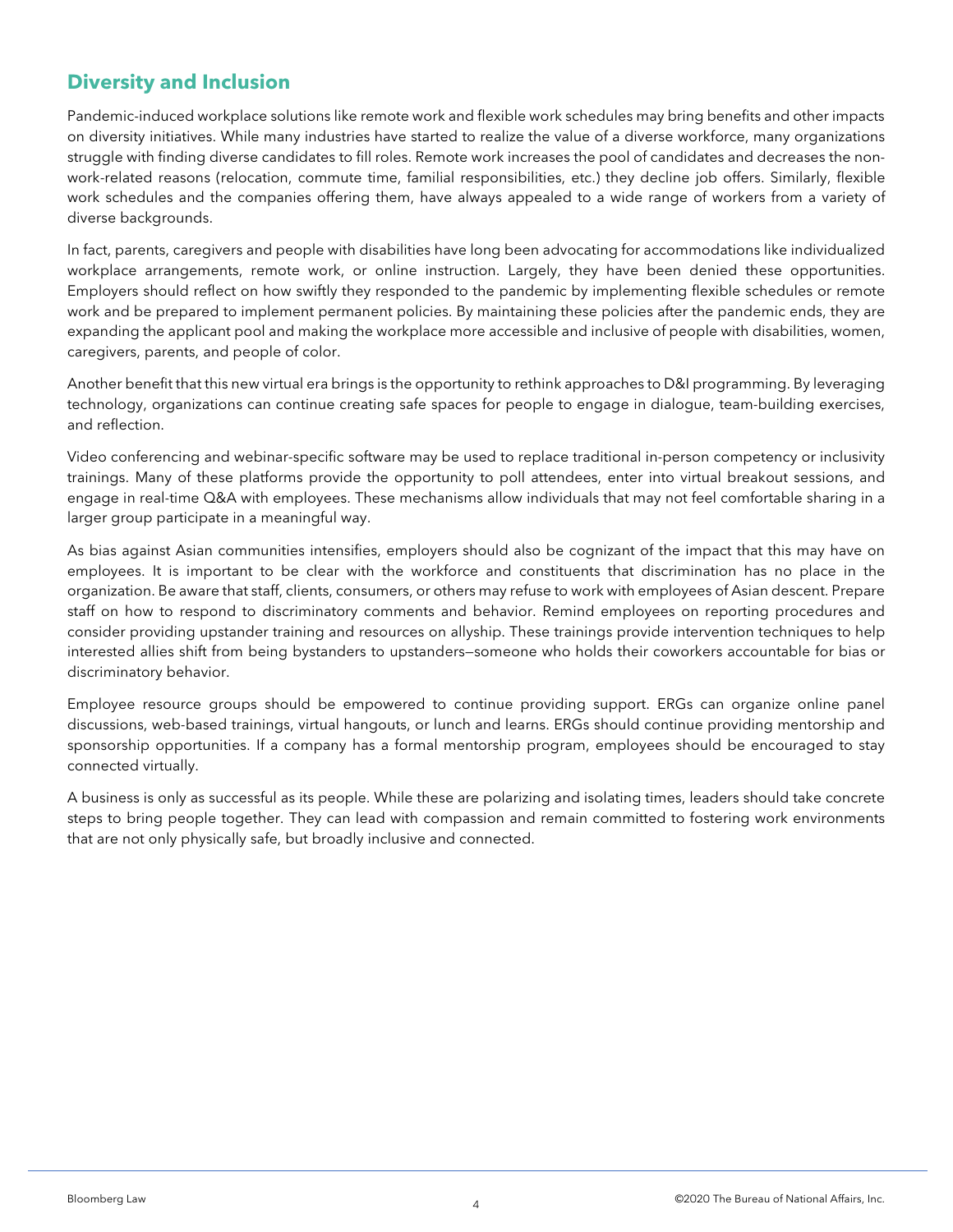## Diversity and Inclusion

Pandemic-induced workplace solutions like remote work and flexible work schedules may bring benefits and other impacts on diversity initiatives. While many industries have started to realize the value of a diverse workforce, many organizations struggle with finding diverse candidates to fill roles. Remote work increases the pool of candidates and decreases the non-work-related reasons (relocation, commute time, familial responsibilities, etc.) they decline job offers. Similarly, flexible work schedules and the companies offering them, have always appealed to a wide range of workers from a variety of diverse backgrounds.

In fact, parents, caregivers and people with disabilities have long been advocating for accommodations like individualized workplace arrangements, remote work, or online instruction. Largely, they have been denied these opportunities. Employers should reflect on how swiftly they responded to the pandemic by implementing flexible schedules or remote work and be prepared to implement permanent policies. By maintaining these policies after the pandemic ends, they are expanding the applicant pool and making the workplace more accessible and inclusive of people with disabilities, women, caregivers, parents, and people of color.

Another benefit that this new virtual era brings is the opportunity to rethink approaches to D&I programming. By leveraging technology, organizations can continue creating safe spaces for people to engage in dialogue, team-building exercises, and reflection.

Video conferencing and webinar-specific software may be used to replace traditional in-person competency or inclusivity trainings. Many of these platforms provide the opportunity to poll attendees, enter into virtual breakout sessions, and engage in real-time Q&A with employees. These mechanisms allow individuals that may not feel comfortable sharing in a larger group participate in a meaningful way.

As bias against Asian communities intensifies, employers should also be cognizant of the impact that this may have on employees. It is important to be clear with the workforce and constituents that discrimination has no place in the organization. Be aware that staff, clients, consumers, or others may refuse to work with employees of Asian descent. Prepare staff on how to respond to discriminatory comments and behavior. Remind employees on reporting procedures and consider providing upstander training and resources on allyship. These trainings provide intervention techniques to help interested allies shift from being bystanders to upstanders—someone who holds their coworkers accountable for bias or discriminatory behavior.

Employee resource groups should be empowered to continue providing support. ERGs can organize online panel discussions, web-based trainings, virtual hangouts, or lunch and learns. ERGs should continue providing mentorship and sponsorship opportunities. If a company has a formal mentorship program, employees should be encouraged to stay connected virtually.

A business is only as successful as its people. While these are polarizing and isolating times, leaders should take concrete steps to bring people together. They can lead with compassion and remain committed to fostering work environments that are not only physically safe, but broadly inclusive and connected.